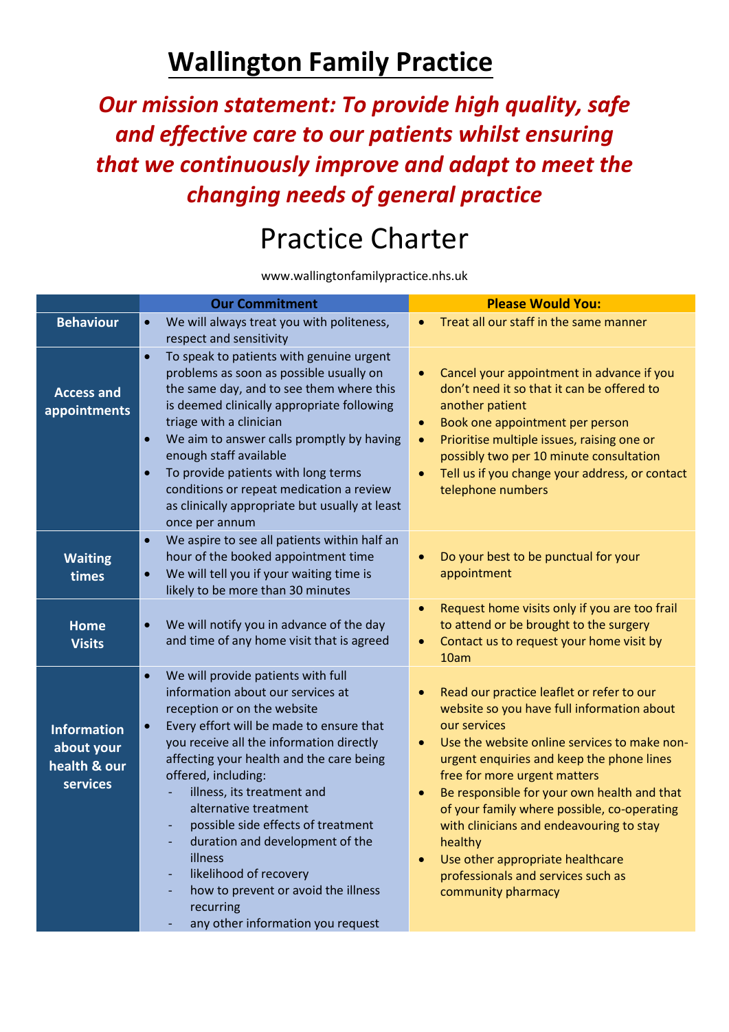# Wallington Family Practice

***Our mission statement: To provide high quality, safe and effective care to our patients whilst ensuring that we continuously improve and adapt to meet the changing needs of general practice***

## Practice Charter

www.wallingtonfamilypractice.nhs.uk

| | Our Commitment | Please Would You: |
|---|---|---|
| **Behaviour** | • We will always treat you with politeness, respect and sensitivity | • Treat all our staff in the same manner |
| **Access and appointments** | • To speak to patients with genuine urgent problems as soon as possible usually on the same day, and to see them where this is deemed clinically appropriate following triage with a clinician<br>• We aim to answer calls promptly by having enough staff available<br>• To provide patients with long terms conditions or repeat medication a review as clinically appropriate but usually at least once per annum | • Cancel your appointment in advance if you don't need it so that it can be offered to another patient<br>• Book one appointment per person<br>• Prioritise multiple issues, raising one or possibly two per 10 minute consultation<br>• Tell us if you change your address, or contact telephone numbers |
| **Waiting times** | • We aspire to see all patients within half an hour of the booked appointment time<br>• We will tell you if your waiting time is likely to be more than 30 minutes | • Do your best to be punctual for your appointment |
| **Home Visits** | • We will notify you in advance of the day and time of any home visit that is agreed | • Request home visits only if you are too frail to attend or be brought to the surgery<br>• Contact us to request your home visit by 10am |
| **Information about your health & our services** | • We will provide patients with full information about our services at reception or on the website<br>• Every effort will be made to ensure that you receive all the information directly affecting your health and the care being offered, including:<br>- illness, its treatment and alternative treatment<br>- possible side effects of treatment<br>- duration and development of the illness<br>- likelihood of recovery<br>- how to prevent or avoid the illness recurring<br>- any other information you request | • Read our practice leaflet or refer to our website so you have full information about our services<br>• Use the website online services to make non-urgent enquiries and keep the phone lines free for more urgent matters<br>• Be responsible for your own health and that of your family where possible, co-operating with clinicians and endeavouring to stay healthy<br>• Use other appropriate healthcare professionals and services such as community pharmacy |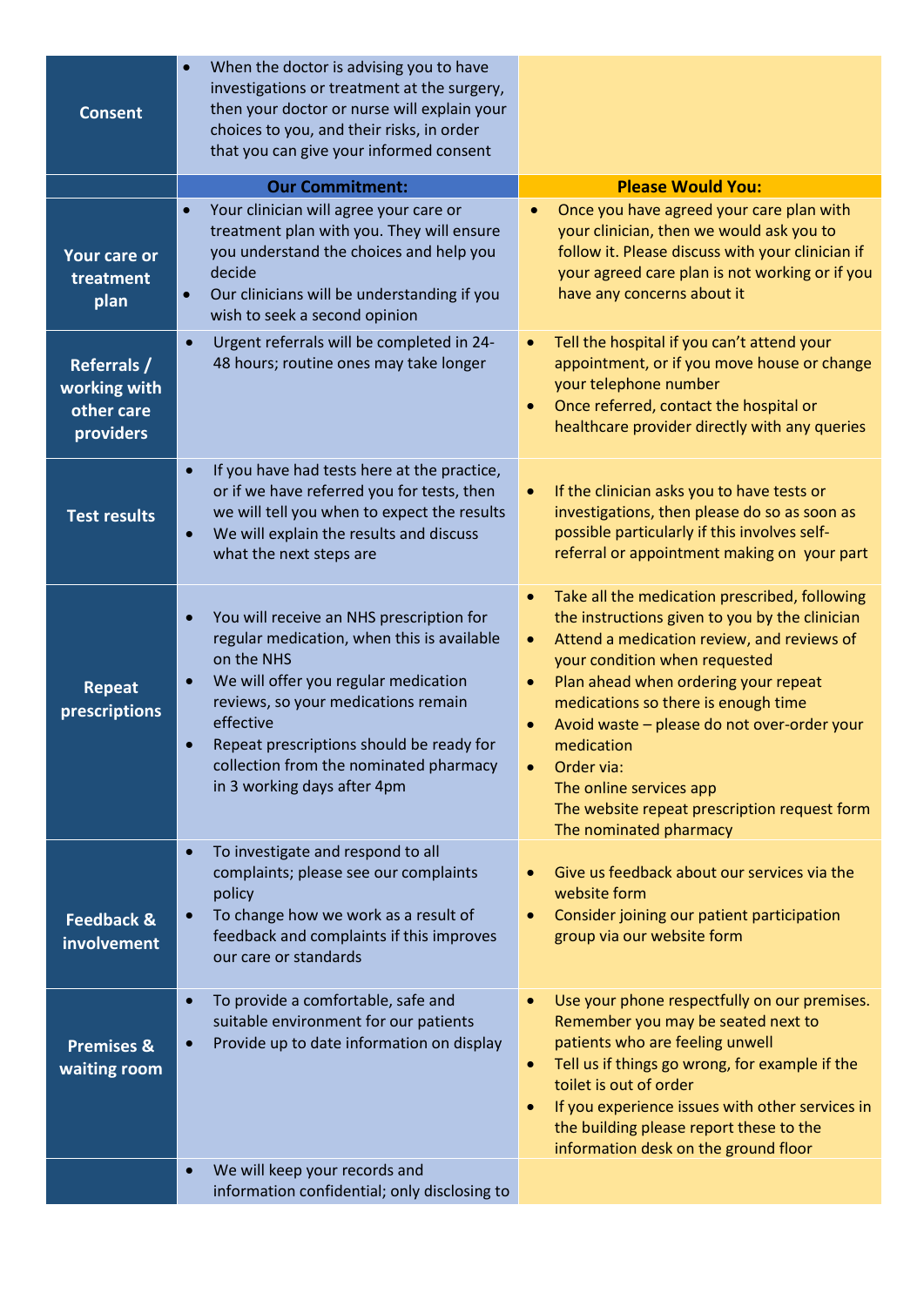| | | |
|---|---|---|
| **Consent** | • When the doctor is advising you to have investigations or treatment at the surgery, then your doctor or nurse will explain your choices to you, and their risks, in order that you can give your informed consent | |
| | **Our Commitment:** | **Please Would You:** |
| **Your care or treatment plan** | • Your clinician will agree your care or treatment plan with you. They will ensure you understand the choices and help you decide<br>• Our clinicians will be understanding if you wish to seek a second opinion | • Once you have agreed your care plan with your clinician, then we would ask you to follow it. Please discuss with your clinician if your agreed care plan is not working or if you have any concerns about it |
| **Referrals / working with other care providers** | • Urgent referrals will be completed in 24-48 hours; routine ones may take longer | • Tell the hospital if you can't attend your appointment, or if you move house or change your telephone number<br>• Once referred, contact the hospital or healthcare provider directly with any queries |
| **Test results** | • If you have had tests here at the practice, or if we have referred you for tests, then we will tell you when to expect the results<br>• We will explain the results and discuss what the next steps are | • If the clinician asks you to have tests or investigations, then please do so as soon as possible particularly if this involves self-referral or appointment making on your part |
| **Repeat prescriptions** | • You will receive an NHS prescription for regular medication, when this is available on the NHS<br>• We will offer you regular medication reviews, so your medications remain effective<br>• Repeat prescriptions should be ready for collection from the nominated pharmacy in 3 working days after 4pm | • Take all the medication prescribed, following the instructions given to you by the clinician<br>• Attend a medication review, and reviews of your condition when requested<br>• Plan ahead when ordering your repeat medications so there is enough time<br>• Avoid waste – please do not over-order your medication<br>• Order via:<br>The online services app<br>The website repeat prescription request form<br>The nominated pharmacy |
| **Feedback & involvement** | • To investigate and respond to all complaints; please see our complaints policy<br>• To change how we work as a result of feedback and complaints if this improves our care or standards | • Give us feedback about our services via the website form<br>• Consider joining our patient participation group via our website form |
| **Premises & waiting room** | • To provide a comfortable, safe and suitable environment for our patients<br>• Provide up to date information on display | • Use your phone respectfully on our premises. Remember you may be seated next to patients who are feeling unwell<br>• Tell us if things go wrong, for example if the toilet is out of order<br>• If you experience issues with other services in the building please report these to the information desk on the ground floor |
| | • We will keep your records and information confidential; only disclosing to | |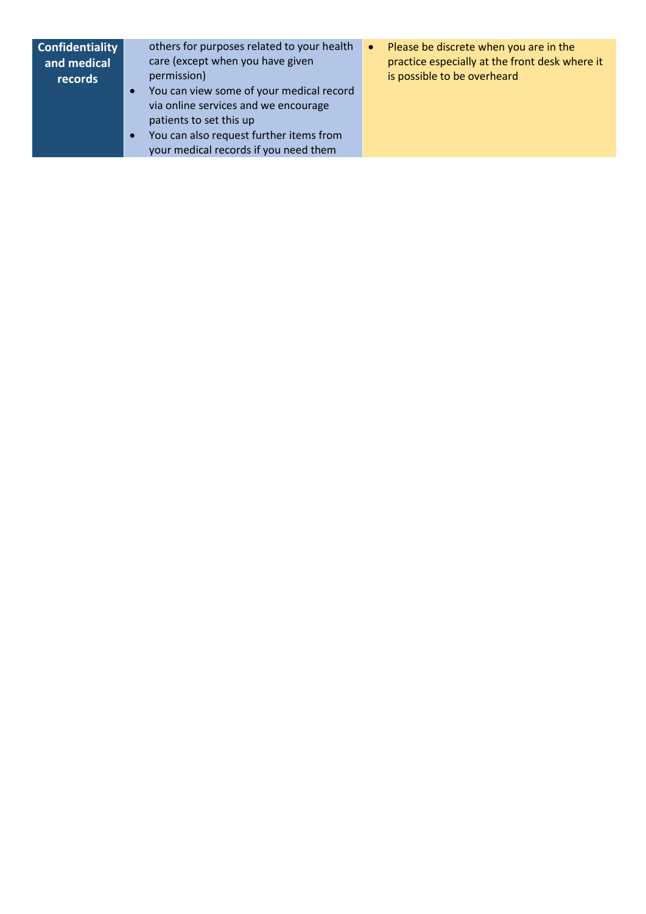| | | |
|---|---|---|
| **Confidentiality and medical records** | others for purposes related to your health care (except when you have given permission)<br>• You can view some of your medical record via online services and we encourage patients to set this up<br>• You can also request further items from your medical records if you need them | • Please be discrete when you are in the practice especially at the front desk where it is possible to be overheard |